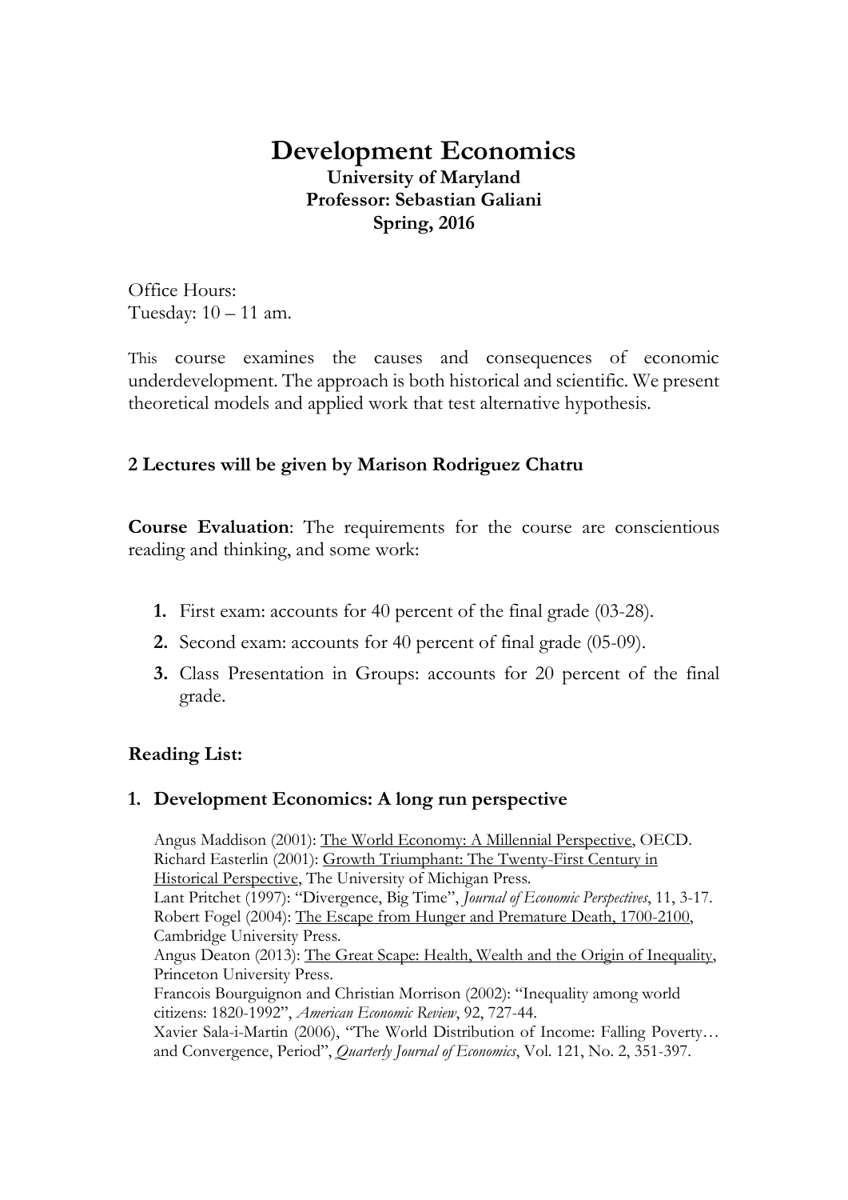# Development Economics

**University of Maryland**
**Professor: Sebastian Galiani**
**Spring, 2016**

Office Hours:
Tuesday: 10 – 11 am.

This course examines the causes and consequences of economic underdevelopment. The approach is both historical and scientific. We present theoretical models and applied work that test alternative hypothesis.

**2 Lectures will be given by Marison Rodriguez Chatru**

**Course Evaluation**: The requirements for the course are conscientious reading and thinking, and some work:

1. First exam: accounts for 40 percent of the final grade (03-28).
2. Second exam: accounts for 40 percent of final grade (05-09).
3. Class Presentation in Groups: accounts for 20 percent of the final grade.

**Reading List:**

## 1. Development Economics: A long run perspective

Angus Maddison (2001): The World Economy: A Millennial Perspective, OECD.
Richard Easterlin (2001): Growth Triumphant: The Twenty-First Century in Historical Perspective, The University of Michigan Press.
Lant Pritchet (1997): "Divergence, Big Time", *Journal of Economic Perspectives*, 11, 3-17.
Robert Fogel (2004): The Escape from Hunger and Premature Death, 1700-2100, Cambridge University Press.
Angus Deaton (2013): The Great Scape: Health, Wealth and the Origin of Inequality, Princeton University Press.
Francois Bourguignon and Christian Morrison (2002): "Inequality among world citizens: 1820-1992", *American Economic Review*, 92, 727-44.
Xavier Sala-i-Martin (2006), "The World Distribution of Income: Falling Poverty… and Convergence, Period", *Quarterly Journal of Economics*, Vol. 121, No. 2, 351-397.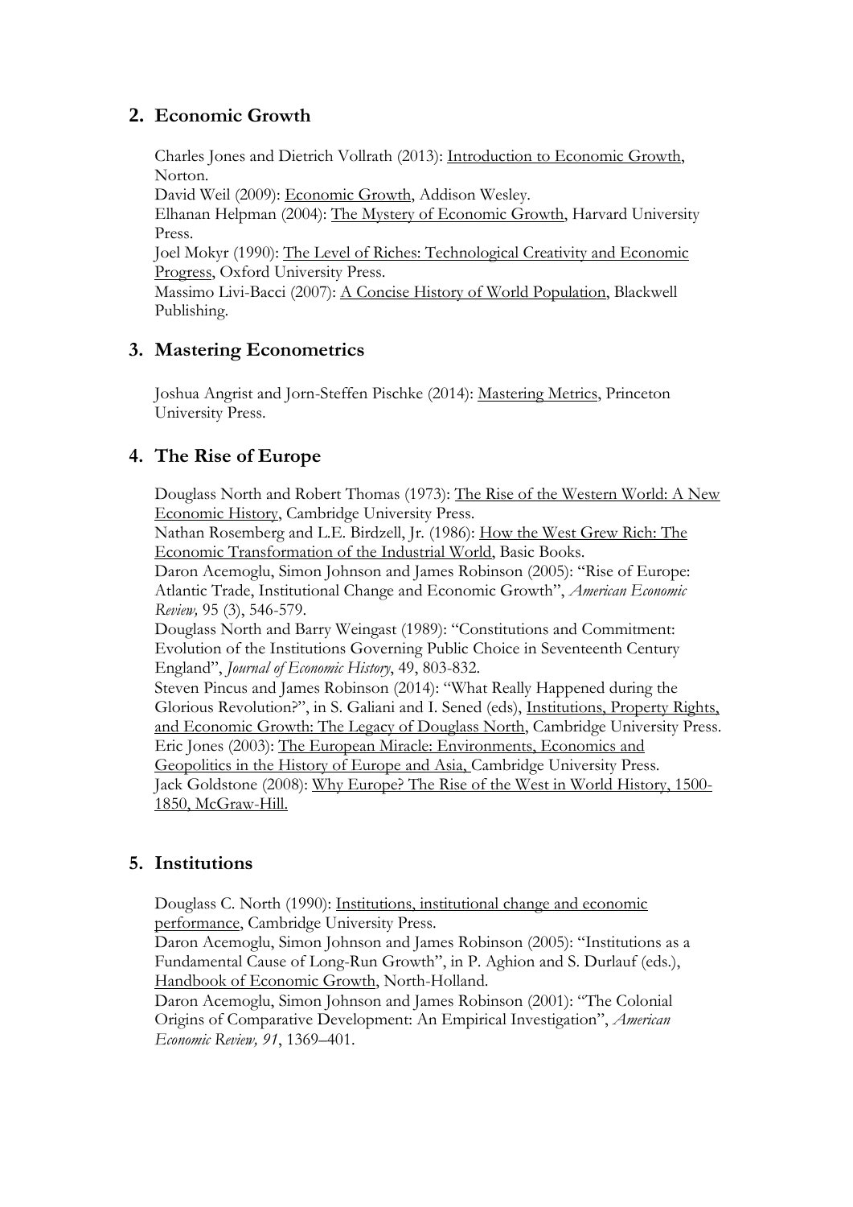## 2. Economic Growth

Charles Jones and Dietrich Vollrath (2013): Introduction to Economic Growth, Norton.
David Weil (2009): Economic Growth, Addison Wesley.
Elhanan Helpman (2004): The Mystery of Economic Growth, Harvard University Press.
Joel Mokyr (1990): The Level of Riches: Technological Creativity and Economic Progress, Oxford University Press.
Massimo Livi-Bacci (2007): A Concise History of World Population, Blackwell Publishing.

## 3. Mastering Econometrics

Joshua Angrist and Jorn-Steffen Pischke (2014): Mastering Metrics, Princeton University Press.

## 4. The Rise of Europe

Douglass North and Robert Thomas (1973): The Rise of the Western World: A New Economic History, Cambridge University Press.
Nathan Rosemberg and L.E. Birdzell, Jr. (1986): How the West Grew Rich: The Economic Transformation of the Industrial World, Basic Books.
Daron Acemoglu, Simon Johnson and James Robinson (2005): "Rise of Europe: Atlantic Trade, Institutional Change and Economic Growth", *American Economic Review,* 95 (3), 546-579.
Douglass North and Barry Weingast (1989): "Constitutions and Commitment: Evolution of the Institutions Governing Public Choice in Seventeenth Century England", *Journal of Economic History*, 49, 803-832.
Steven Pincus and James Robinson (2014): "What Really Happened during the Glorious Revolution?", in S. Galiani and I. Sened (eds), Institutions, Property Rights, and Economic Growth: The Legacy of Douglass North, Cambridge University Press.
Eric Jones (2003): The European Miracle: Environments, Economics and Geopolitics in the History of Europe and Asia, Cambridge University Press.
Jack Goldstone (2008): Why Europe? The Rise of the West in World History, 1500-1850, McGraw-Hill.

## 5. Institutions

Douglass C. North (1990): Institutions, institutional change and economic performance, Cambridge University Press.
Daron Acemoglu, Simon Johnson and James Robinson (2005): "Institutions as a Fundamental Cause of Long-Run Growth", in P. Aghion and S. Durlauf (eds.), Handbook of Economic Growth, North-Holland.
Daron Acemoglu, Simon Johnson and James Robinson (2001): "The Colonial Origins of Comparative Development: An Empirical Investigation", *American Economic Review, 91*, 1369–401.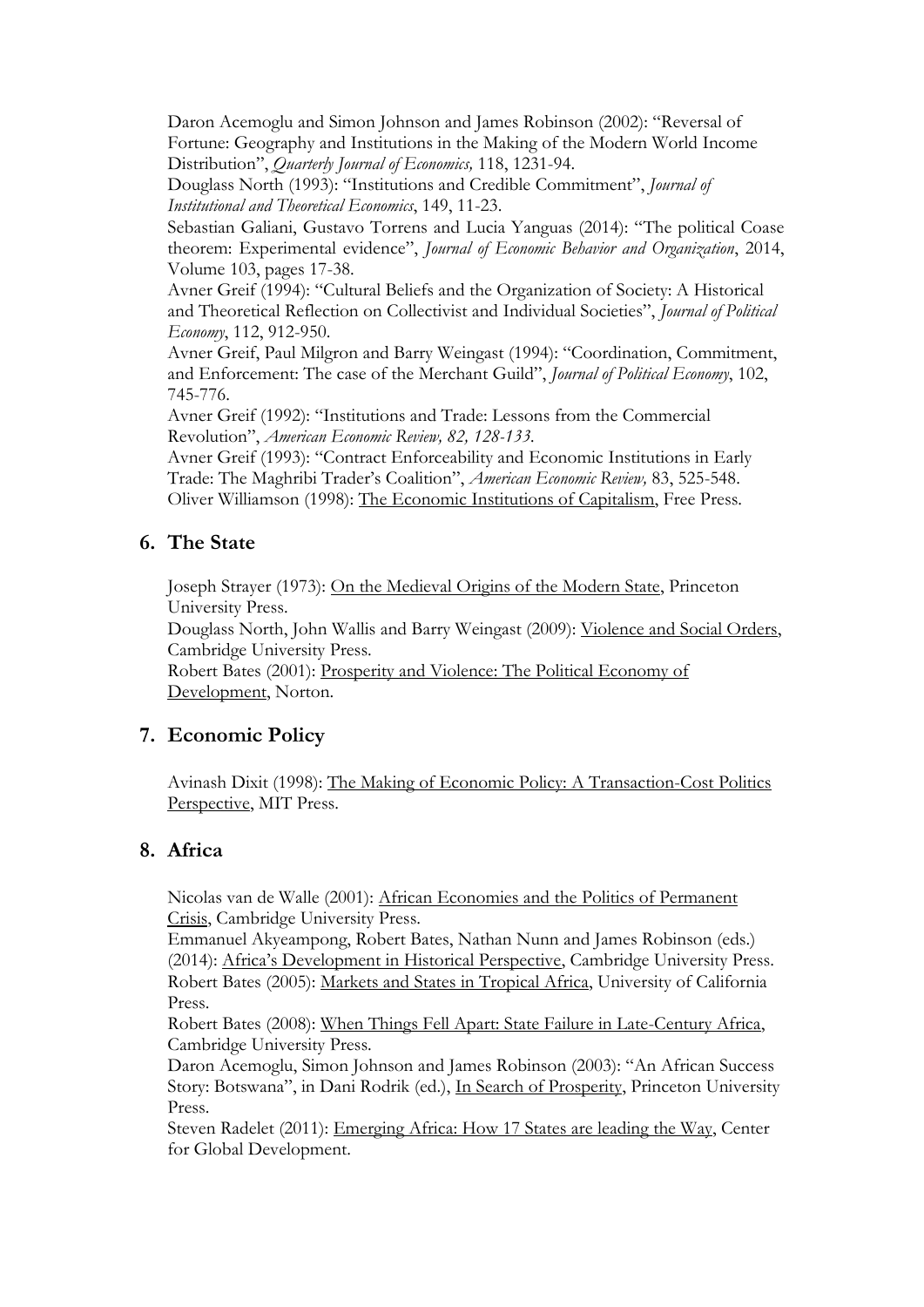Daron Acemoglu and Simon Johnson and James Robinson (2002): "Reversal of Fortune: Geography and Institutions in the Making of the Modern World Income Distribution", *Quarterly Journal of Economics,* 118, 1231-94.

Douglass North (1993): "Institutions and Credible Commitment", *Journal of Institutional and Theoretical Economics*, 149, 11-23.

Sebastian Galiani, Gustavo Torrens and Lucia Yanguas (2014): "The political Coase theorem: Experimental evidence", *Journal of Economic Behavior and Organization*, 2014, Volume 103, pages 17-38.

Avner Greif (1994): "Cultural Beliefs and the Organization of Society: A Historical and Theoretical Reflection on Collectivist and Individual Societies", *Journal of Political Economy*, 112, 912-950.

Avner Greif, Paul Milgron and Barry Weingast (1994): "Coordination, Commitment, and Enforcement: The case of the Merchant Guild", *Journal of Political Economy*, 102, 745-776.

Avner Greif (1992): "Institutions and Trade: Lessons from the Commercial Revolution", *American Economic Review, 82, 128-133.*

Avner Greif (1993): "Contract Enforceability and Economic Institutions in Early Trade: The Maghribi Trader's Coalition", *American Economic Review,* 83, 525-548.

Oliver Williamson (1998): The Economic Institutions of Capitalism, Free Press.

## 6. The State

Joseph Strayer (1973): On the Medieval Origins of the Modern State, Princeton University Press.

Douglass North, John Wallis and Barry Weingast (2009): Violence and Social Orders, Cambridge University Press.

Robert Bates (2001): Prosperity and Violence: The Political Economy of Development, Norton.

## 7. Economic Policy

Avinash Dixit (1998): The Making of Economic Policy: A Transaction-Cost Politics Perspective, MIT Press.

## 8. Africa

Nicolas van de Walle (2001): African Economies and the Politics of Permanent Crisis, Cambridge University Press.

Emmanuel Akyeampong, Robert Bates, Nathan Nunn and James Robinson (eds.) (2014): Africa's Development in Historical Perspective, Cambridge University Press.

Robert Bates (2005): Markets and States in Tropical Africa, University of California Press.

Robert Bates (2008): When Things Fell Apart: State Failure in Late-Century Africa, Cambridge University Press.

Daron Acemoglu, Simon Johnson and James Robinson (2003): "An African Success Story: Botswana", in Dani Rodrik (ed.), In Search of Prosperity, Princeton University Press.

Steven Radelet (2011): Emerging Africa: How 17 States are leading the Way, Center for Global Development.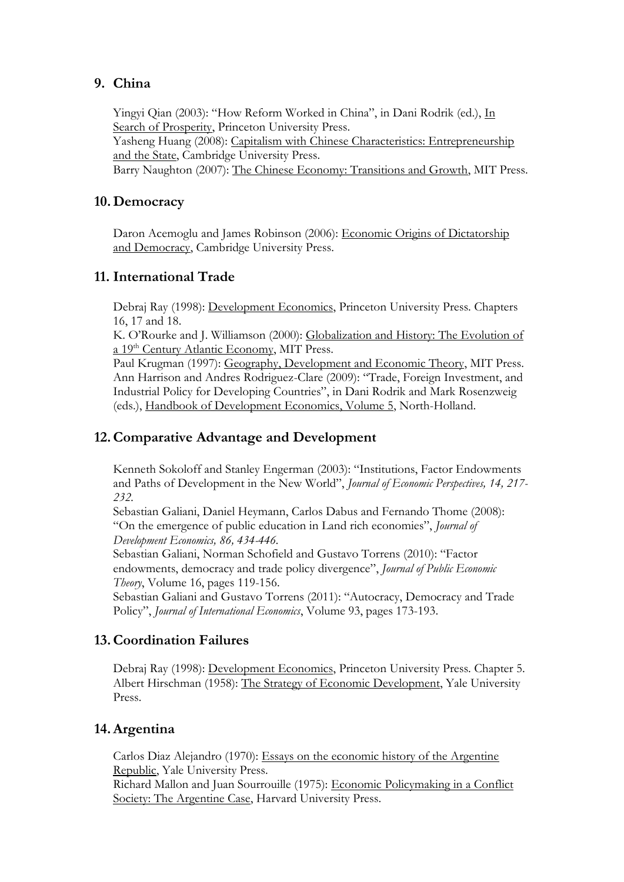## 9. China

Yingyi Qian (2003): "How Reform Worked in China", in Dani Rodrik (ed.), In Search of Prosperity, Princeton University Press.
Yasheng Huang (2008): Capitalism with Chinese Characteristics: Entrepreneurship and the State, Cambridge University Press.
Barry Naughton (2007): The Chinese Economy: Transitions and Growth, MIT Press.

## 10. Democracy

Daron Acemoglu and James Robinson (2006): Economic Origins of Dictatorship and Democracy, Cambridge University Press.

## 11. International Trade

Debraj Ray (1998): Development Economics, Princeton University Press. Chapters 16, 17 and 18.
K. O'Rourke and J. Williamson (2000): Globalization and History: The Evolution of a 19th Century Atlantic Economy, MIT Press.
Paul Krugman (1997): Geography, Development and Economic Theory, MIT Press.
Ann Harrison and Andres Rodriguez-Clare (2009): "Trade, Foreign Investment, and Industrial Policy for Developing Countries", in Dani Rodrik and Mark Rosenzweig (eds.), Handbook of Development Economics, Volume 5, North-Holland.

## 12. Comparative Advantage and Development

Kenneth Sokoloff and Stanley Engerman (2003): "Institutions, Factor Endowments and Paths of Development in the New World", *Journal of Economic Perspectives, 14, 217-232.*
Sebastian Galiani, Daniel Heymann, Carlos Dabus and Fernando Thome (2008): "On the emergence of public education in Land rich economies", *Journal of Development Economics, 86, 434-446.*
Sebastian Galiani, Norman Schofield and Gustavo Torrens (2010): "Factor endowments, democracy and trade policy divergence", *Journal of Public Economic Theory*, Volume 16, pages 119-156.
Sebastian Galiani and Gustavo Torrens (2011): "Autocracy, Democracy and Trade Policy", *Journal of International Economics*, Volume 93, pages 173-193.

## 13. Coordination Failures

Debraj Ray (1998): Development Economics, Princeton University Press. Chapter 5.
Albert Hirschman (1958): The Strategy of Economic Development, Yale University Press.

## 14. Argentina

Carlos Diaz Alejandro (1970): Essays on the economic history of the Argentine Republic, Yale University Press.
Richard Mallon and Juan Sourrouille (1975): Economic Policymaking in a Conflict Society: The Argentine Case, Harvard University Press.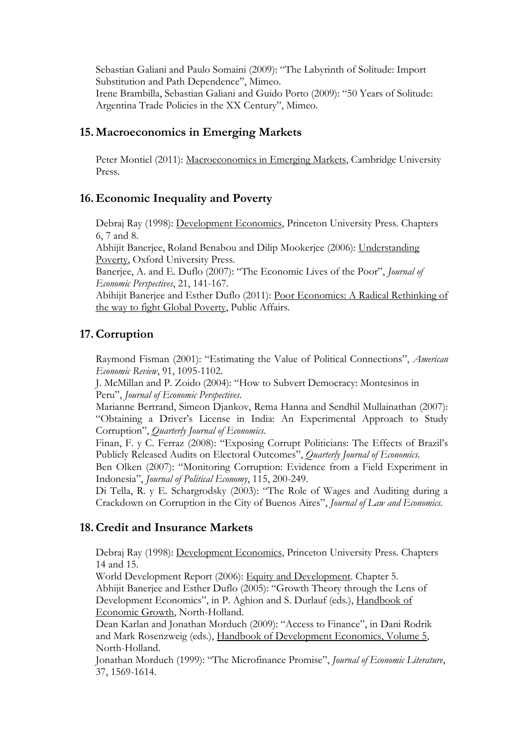Sebastian Galiani and Paulo Somaini (2009): "The Labyrinth of Solitude: Import Substitution and Path Dependence", Mimeo.
Irene Brambilla, Sebastian Galiani and Guido Porto (2009): "50 Years of Solitude: Argentina Trade Policies in the XX Century", Mimeo.

## 15. Macroeconomics in Emerging Markets

Peter Montiel (2011): Macroeconomics in Emerging Markets, Cambridge University Press.

## 16. Economic Inequality and Poverty

Debraj Ray (1998): Development Economics, Princeton University Press. Chapters 6, 7 and 8.
Abhijit Banerjee, Roland Benabou and Dilip Mookerjee (2006): Understanding Poverty, Oxford University Press.
Banerjee, A. and E. Duflo (2007): "The Economic Lives of the Poor", *Journal of Economic Perspectives*, 21, 141-167.
Abihijit Banerjee and Esther Duflo (2011): Poor Economics: A Radical Rethinking of the way to fight Global Poverty, Public Affairs.

## 17. Corruption

Raymond Fisman (2001): "Estimating the Value of Political Connections", *American Economic Review*, 91, 1095-1102.
J. McMillan and P. Zoido (2004): "How to Subvert Democracy: Montesinos in Peru", *Journal of Economic Perspectives*.
Marianne Bertrand, Simeon Djankov, Rema Hanna and Sendhil Mullainathan (2007): "Obtaining a Driver's License in India: An Experimental Approach to Study Corruption", *Quarterly Journal of Economics*.
Finan, F. y C. Ferraz (2008): "Exposing Corrupt Politicians: The Effects of Brazil's Publicly Released Audits on Electoral Outcomes", *Quarterly Journal of Economics*.
Ben Olken (2007): "Monitoring Corruption: Evidence from a Field Experiment in Indonesia", *Journal of Political Economy*, 115, 200-249.
Di Tella, R. y E. Schargrodsky (2003): "The Role of Wages and Auditing during a Crackdown on Corruption in the City of Buenos Aires", *Journal of Law and Economics*.

## 18. Credit and Insurance Markets

Debraj Ray (1998): Development Economics, Princeton University Press. Chapters 14 and 15.
World Development Report (2006): Equity and Development. Chapter 5.
Abhijit Banerjee and Esther Duflo (2005): "Growth Theory through the Lens of Development Economics", in P. Aghion and S. Durlauf (eds.), Handbook of Economic Growth, North-Holland.
Dean Karlan and Jonathan Morduch (2009): "Access to Finance", in Dani Rodrik and Mark Rosenzweig (eds.), Handbook of Development Economics, Volume 5, North-Holland.
Jonathan Morduch (1999): "The Microfinance Promise", *Journal of Economic Literature*, 37, 1569-1614.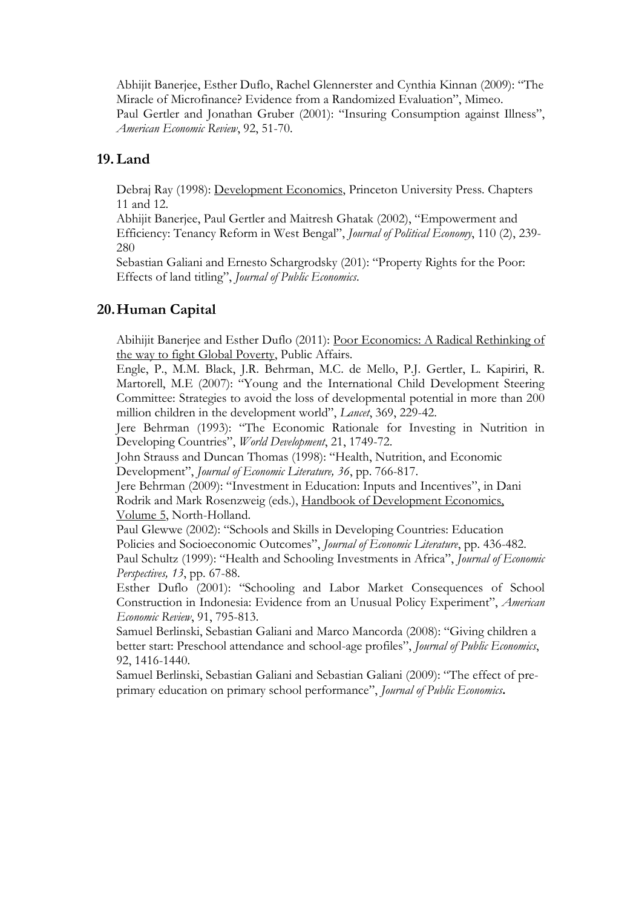Abhijit Banerjee, Esther Duflo, Rachel Glennerster and Cynthia Kinnan (2009): "The Miracle of Microfinance? Evidence from a Randomized Evaluation", Mimeo.
Paul Gertler and Jonathan Gruber (2001): "Insuring Consumption against Illness", *American Economic Review*, 92, 51-70.

## 19. Land

Debraj Ray (1998): Development Economics, Princeton University Press. Chapters 11 and 12.
Abhijit Banerjee, Paul Gertler and Maitresh Ghatak (2002), "Empowerment and Efficiency: Tenancy Reform in West Bengal", *Journal of Political Economy*, 110 (2), 239-280
Sebastian Galiani and Ernesto Schargrodsky (201): "Property Rights for the Poor: Effects of land titling", *Journal of Public Economics*.

## 20. Human Capital

Abihijit Banerjee and Esther Duflo (2011): Poor Economics: A Radical Rethinking of the way to fight Global Poverty, Public Affairs.
Engle, P., M.M. Black, J.R. Behrman, M.C. de Mello, P.J. Gertler, L. Kapiriri, R. Martorell, M.E (2007): "Young and the International Child Development Steering Committee: Strategies to avoid the loss of developmental potential in more than 200 million children in the development world", *Lancet*, 369, 229-42.
Jere Behrman (1993): "The Economic Rationale for Investing in Nutrition in Developing Countries", *World Development*, 21, 1749-72.
John Strauss and Duncan Thomas (1998): "Health, Nutrition, and Economic Development", *Journal of Economic Literature, 36*, pp. 766-817.
Jere Behrman (2009): "Investment in Education: Inputs and Incentives", in Dani Rodrik and Mark Rosenzweig (eds.), Handbook of Development Economics, Volume 5, North-Holland.
Paul Glewwe (2002): "Schools and Skills in Developing Countries: Education Policies and Socioeconomic Outcomes", *Journal of Economic Literature*, pp. 436-482.
Paul Schultz (1999): "Health and Schooling Investments in Africa", *Journal of Economic Perspectives, 13*, pp. 67-88.
Esther Duflo (2001): "Schooling and Labor Market Consequences of School Construction in Indonesia: Evidence from an Unusual Policy Experiment", *American Economic Review*, 91, 795-813.
Samuel Berlinski, Sebastian Galiani and Marco Mancorda (2008): "Giving children a better start: Preschool attendance and school-age profiles", *Journal of Public Economics*, 92, 1416-1440.
Samuel Berlinski, Sebastian Galiani and Sebastian Galiani (2009): "The effect of pre-primary education on primary school performance", *Journal of Public Economics*.